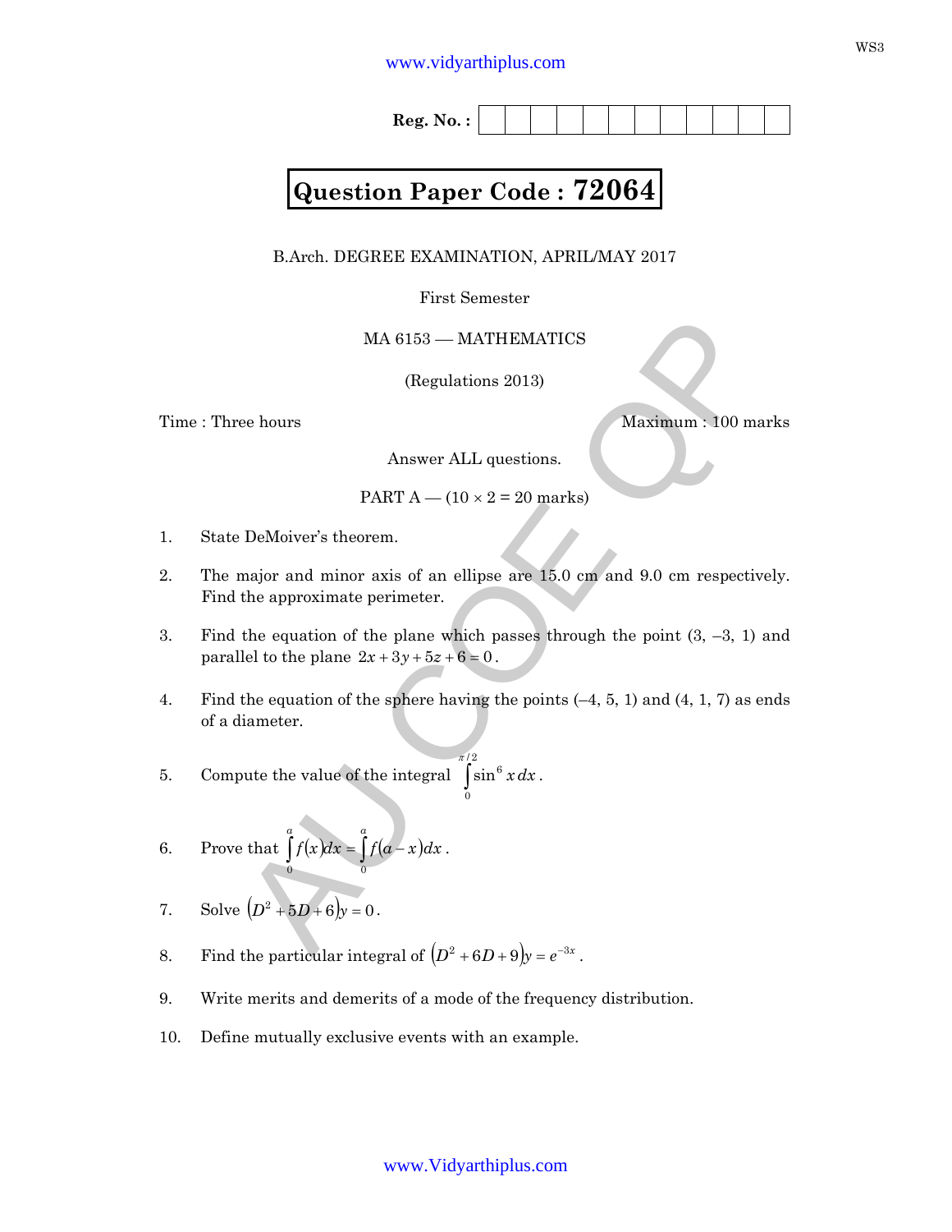Reg. No. :

# Question Paper Code : 72064

B.Arch. DEGREE EXAMINATION, APRIL/MAY 2017

First Semester

MA 6153 — MATHEMATICS

(Regulations 2013)

Time : Three hours

Maximum : 100 marks

Answer ALL questions.

PART A — ($10 \times 2 = 20$ marks)

1. State DeMoiver's theorem.

2. The major and minor axis of an ellipse are 15.0 cm and 9.0 cm respectively. Find the approximate perimeter.

3. Find the equation of the plane which passes through the point (3, –3, 1) and parallel to the plane $2x + 3y + 5z + 6 = 0$.

4. Find the equation of the sphere having the points (–4, 5, 1) and (4, 1, 7) as ends of a diameter.

5. Compute the value of the integral $\int_0^{\pi/2} \sin^6 x \, dx$.

6. Prove that $\int_0^a f(x)dx = \int_0^a f(a - x)dx$.

7. Solve $(D^2 + 5D + 6)y = 0$.

8. Find the particular integral of $(D^2 + 6D + 9)y = e^{-3x}$.

9. Write merits and demerits of a mode of the frequency distribution.

10. Define mutually exclusive events with an example.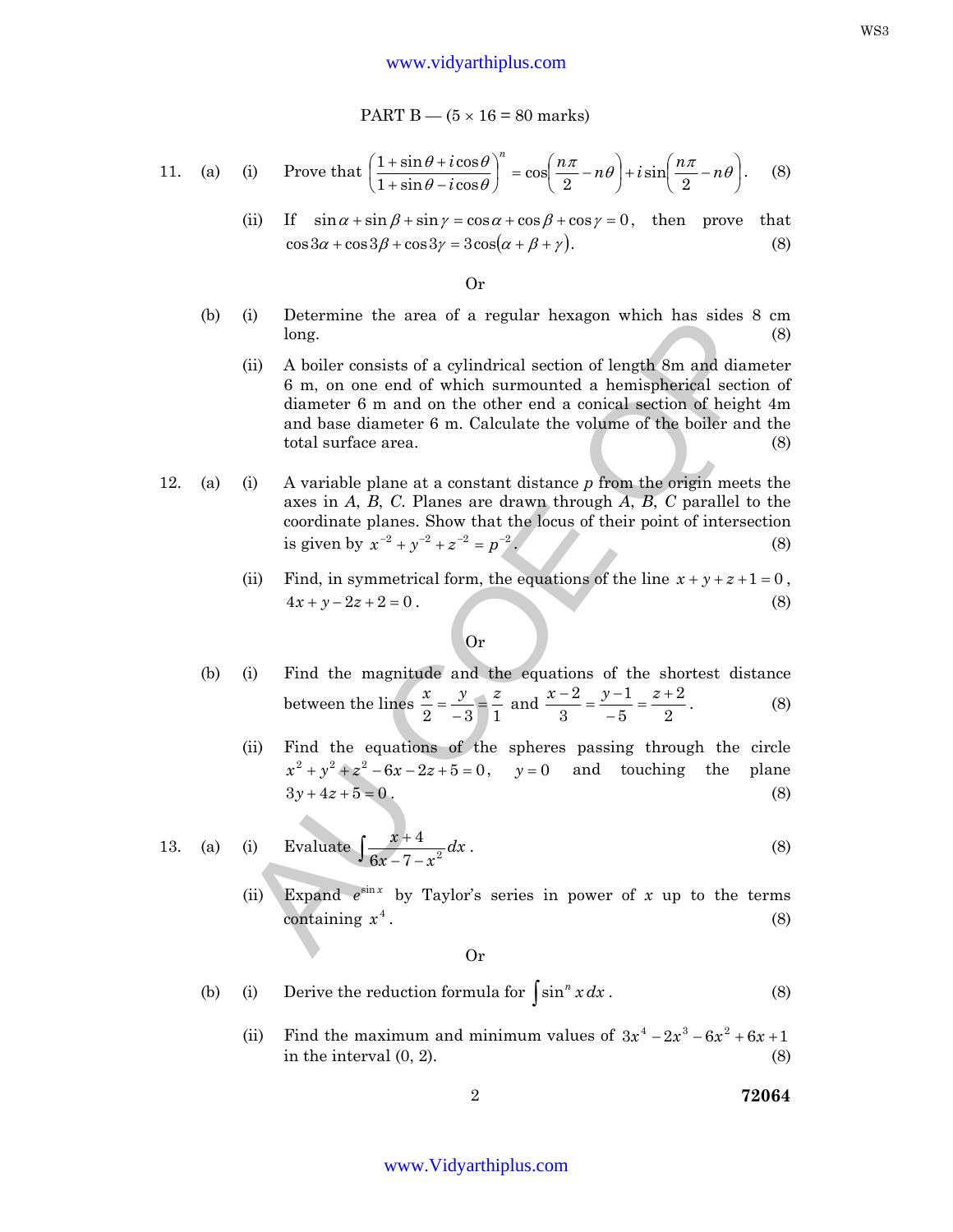PART B — (5 × 16 = 80 marks)

11. (a) (i) Prove that $\left(\dfrac{1+\sin\theta+i\cos\theta}{1+\sin\theta-i\cos\theta}\right)^n = \cos\left(\dfrac{n\pi}{2}-n\theta\right)+i\sin\left(\dfrac{n\pi}{2}-n\theta\right)$. (8)

(ii) If $\sin\alpha+\sin\beta+\sin\gamma=\cos\alpha+\cos\beta+\cos\gamma=0$, then prove that $\cos 3\alpha+\cos 3\beta+\cos 3\gamma = 3\cos(\alpha+\beta+\gamma)$. (8)

Or

(b) (i) Determine the area of a regular hexagon which has sides 8 cm long. (8)

(ii) A boiler consists of a cylindrical section of length 8m and diameter 6 m, on one end of which surmounted a hemispherical section of diameter 6 m and on the other end a conical section of height 4m and base diameter 6 m. Calculate the volume of the boiler and the total surface area. (8)

12. (a) (i) A variable plane at a constant distance $p$ from the origin meets the axes in $A$, $B$, $C$. Planes are drawn through $A$, $B$, $C$ parallel to the coordinate planes. Show that the locus of their point of intersection is given by $x^{-2}+y^{-2}+z^{-2}=p^{-2}$. (8)

(ii) Find, in symmetrical form, the equations of the line $x+y+z+1=0$, $4x+y-2z+2=0$. (8)

Or

(b) (i) Find the magnitude and the equations of the shortest distance between the lines $\dfrac{x}{2}=\dfrac{y}{-3}=\dfrac{z}{1}$ and $\dfrac{x-2}{3}=\dfrac{y-1}{-5}=\dfrac{z+2}{2}$. (8)

(ii) Find the equations of the spheres passing through the circle $x^2+y^2+z^2-6x-2z+5=0$, $y=0$ and touching the plane $3y+4z+5=0$. (8)

13. (a) (i) Evaluate $\displaystyle\int \frac{x+4}{6x-7-x^2}\,dx$. (8)

(ii) Expand $e^{\sin x}$ by Taylor's series in power of $x$ up to the terms containing $x^4$. (8)

Or

(b) (i) Derive the reduction formula for $\displaystyle\int \sin^n x\,dx$. (8)

(ii) Find the maximum and minimum values of $3x^4-2x^3-6x^2+6x+1$ in the interval (0, 2). (8)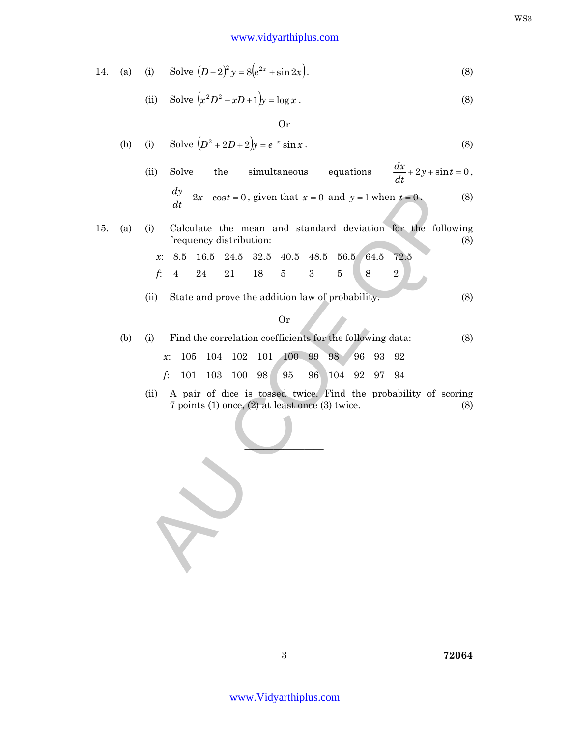14. (a) (i) Solve $(D-2)^2 y = 8\left(e^{2x} + \sin 2x\right)$. (8)

(ii) Solve $\left(x^2 D^2 - xD + 1\right)y = \log x$. (8)

Or

(b) (i) Solve $\left(D^2 + 2D + 2\right)y = e^{-x} \sin x$. (8)

(ii) Solve the simultaneous equations $\dfrac{dx}{dt} + 2y + \sin t = 0$, $\dfrac{dy}{dt} - 2x - \cos t = 0$, given that $x = 0$ and $y = 1$ when $t = 0$. (8)

15. (a) (i) Calculate the mean and standard deviation for the following frequency distribution: (8)

| | | | | | | | | | |
|---|---|---|---|---|---|---|---|---|---|
| $x$: | 8.5 | 16.5 | 24.5 | 32.5 | 40.5 | 48.5 | 56.5 | 64.5 | 72.5 |
| $f$: | 4 | 24 | 21 | 18 | 5 | 3 | 5 | 8 | 2 |

(ii) State and prove the addition law of probability. (8)

Or

(b) (i) Find the correlation coefficients for the following data: (8)

| | | | | | | | | | | |
|---|---|---|---|---|---|---|---|---|---|---|
| $x$: | 105 | 104 | 102 | 101 | 100 | 99 | 98 | 96 | 93 | 92 |
| $f$: | 101 | 103 | 100 | 98 | 95 | 96 | 104 | 92 | 97 | 94 |

(ii) A pair of dice is tossed twice. Find the probability of scoring 7 points (1) once, (2) at least once (3) twice. (8)

---